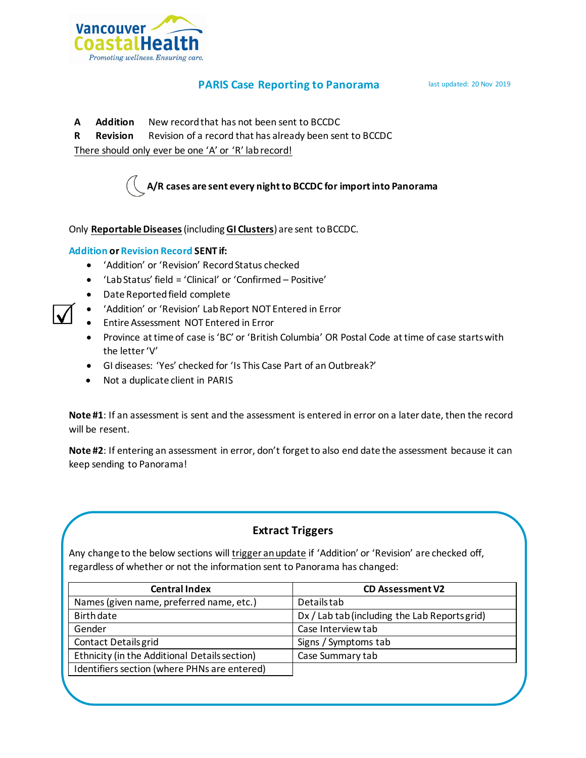Vancouver CoastalHealth
*Promoting wellness. Ensuring care.*

# PARIS Case Reporting to Panorama

last updated: 20 Nov 2019

**A** **Addition** New record that has not been sent to BCCDC
**R** **Revision** Revision of a record that has already been sent to BCCDC
<u>There should only ever be one 'A' or 'R' lab record!</u>

**A/R cases are sent every night to BCCDC for import into Panorama**

Only **<u>Reportable Diseases</u>** (including **<u>GI Clusters</u>**) are sent to BCCDC.

**Addition or Revision Record SENT if:**

- 'Addition' or 'Revision' Record Status checked
- 'Lab Status' field = 'Clinical' or 'Confirmed – Positive'
- Date Reported field complete
- 'Addition' or 'Revision' Lab Report NOT Entered in Error
- Entire Assessment NOT Entered in Error
- Province at time of case is 'BC' or 'British Columbia' OR Postal Code at time of case starts with the letter 'V'
- GI diseases: 'Yes' checked for 'Is This Case Part of an Outbreak?'
- Not a duplicate client in PARIS

**Note #1**: If an assessment is sent and the assessment is entered in error on a later date, then the record will be resent.

**Note #2**: If entering an assessment in error, don't forget to also end date the assessment because it can keep sending to Panorama!

## Extract Triggers

Any change to the below sections will <u>trigger an update</u> if 'Addition' or 'Revision' are checked off, regardless of whether or not the information sent to Panorama has changed:

| Central Index | CD Assessment V2 |
|---|---|
| Names (given name, preferred name, etc.) | Details tab |
| Birth date | Dx / Lab tab (including the Lab Reports grid) |
| Gender | Case Interview tab |
| Contact Details grid | Signs / Symptoms tab |
| Ethnicity (in the Additional Details section) | Case Summary tab |
| Identifiers section (where PHNs are entered) | |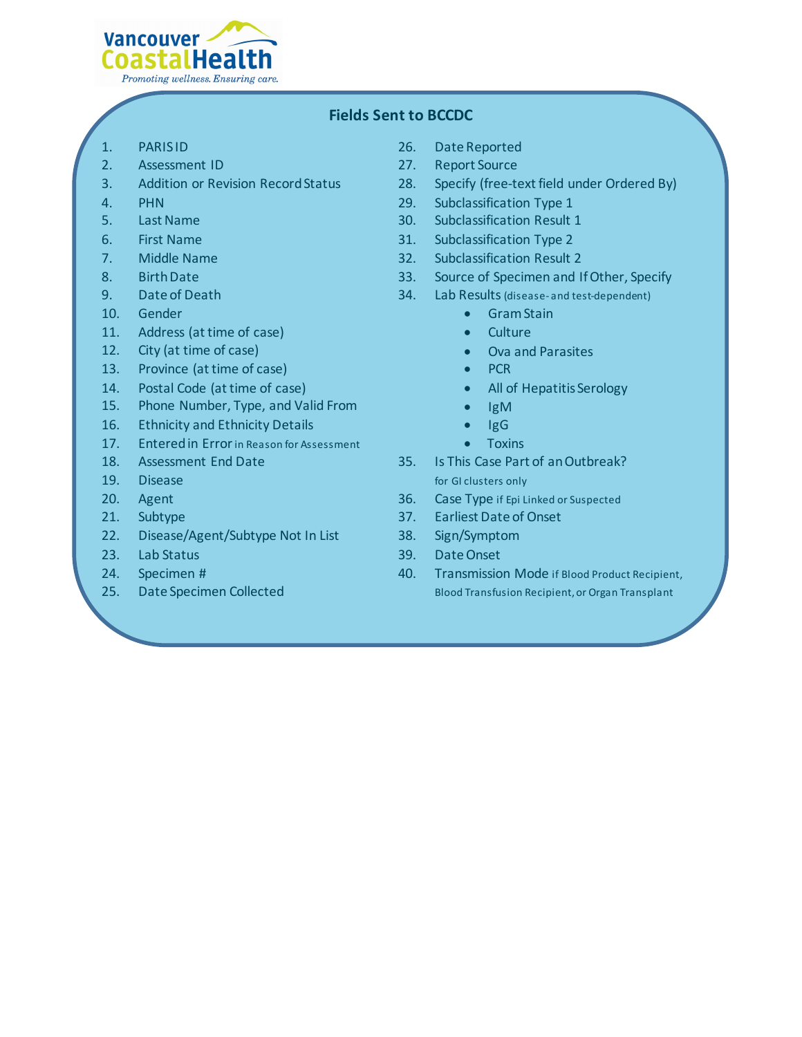## Fields Sent to BCCDC

1. PARIS ID
2. Assessment ID
3. Addition or Revision Record Status
4. PHN
5. Last Name
6. First Name
7. Middle Name
8. Birth Date
9. Date of Death
10. Gender
11. Address (at time of case)
12. City (at time of case)
13. Province (at time of case)
14. Postal Code (at time of case)
15. Phone Number, Type, and Valid From
16. Ethnicity and Ethnicity Details
17. Entered in Error in Reason for Assessment
18. Assessment End Date
19. Disease
20. Agent
21. Subtype
22. Disease/Agent/Subtype Not In List
23. Lab Status
24. Specimen #
25. Date Specimen Collected
26. Date Reported
27. Report Source
28. Specify (free-text field under Ordered By)
29. Subclassification Type 1
30. Subclassification Result 1
31. Subclassification Type 2
32. Subclassification Result 2
33. Source of Specimen and If Other, Specify
34. Lab Results (disease- and test-dependent)
    - Gram Stain
    - Culture
    - Ova and Parasites
    - PCR
    - All of Hepatitis Serology
    - IgM
    - IgG
    - Toxins
35. Is This Case Part of an Outbreak? for GI clusters only
36. Case Type if Epi Linked or Suspected
37. Earliest Date of Onset
38. Sign/Symptom
39. Date Onset
40. Transmission Mode if Blood Product Recipient, Blood Transfusion Recipient, or Organ Transplant